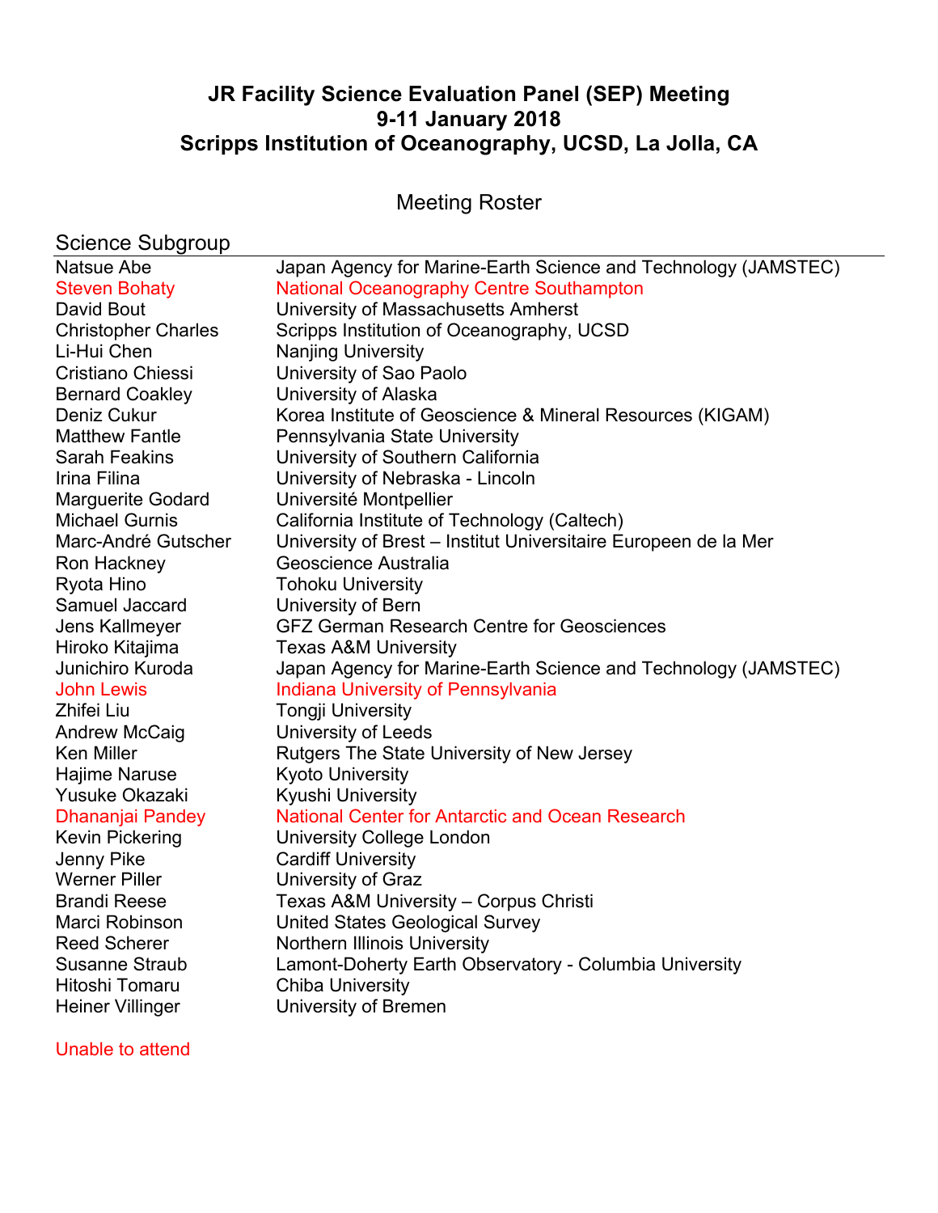# JR Facility Science Evaluation Panel (SEP) Meeting
# 9-11 January 2018
# Scripps Institution of Oceanography, UCSD, La Jolla, CA

## Meeting Roster

### Science Subgroup

| | |
|---|---|
| Natsue Abe | Japan Agency for Marine-Earth Science and Technology (JAMSTEC) |
| Steven Bohaty | National Oceanography Centre Southampton |
| David Bout | University of Massachusetts Amherst |
| Christopher Charles | Scripps Institution of Oceanography, UCSD |
| Li-Hui Chen | Nanjing University |
| Cristiano Chiessi | University of Sao Paolo |
| Bernard Coakley | University of Alaska |
| Deniz Cukur | Korea Institute of Geoscience & Mineral Resources (KIGAM) |
| Matthew Fantle | Pennsylvania State University |
| Sarah Feakins | University of Southern California |
| Irina Filina | University of Nebraska - Lincoln |
| Marguerite Godard | Université Montpellier |
| Michael Gurnis | California Institute of Technology (Caltech) |
| Marc-André Gutscher | University of Brest – Institut Universitaire Europeen de la Mer |
| Ron Hackney | Geoscience Australia |
| Ryota Hino | Tohoku University |
| Samuel Jaccard | University of Bern |
| Jens Kallmeyer | GFZ German Research Centre for Geosciences |
| Hiroko Kitajima | Texas A&M University |
| Junichiro Kuroda | Japan Agency for Marine-Earth Science and Technology (JAMSTEC) |
| John Lewis | Indiana University of Pennsylvania |
| Zhifei Liu | Tongji University |
| Andrew McCaig | University of Leeds |
| Ken Miller | Rutgers The State University of New Jersey |
| Hajime Naruse | Kyoto University |
| Yusuke Okazaki | Kyushi University |
| Dhananjai Pandey | National Center for Antarctic and Ocean Research |
| Kevin Pickering | University College London |
| Jenny Pike | Cardiff University |
| Werner Piller | University of Graz |
| Brandi Reese | Texas A&M University – Corpus Christi |
| Marci Robinson | United States Geological Survey |
| Reed Scherer | Northern Illinois University |
| Susanne Straub | Lamont-Doherty Earth Observatory - Columbia University |
| Hitoshi Tomaru | Chiba University |
| Heiner Villinger | University of Bremen |

Unable to attend: Steven Bohaty, John Lewis, Dhananjai Pandey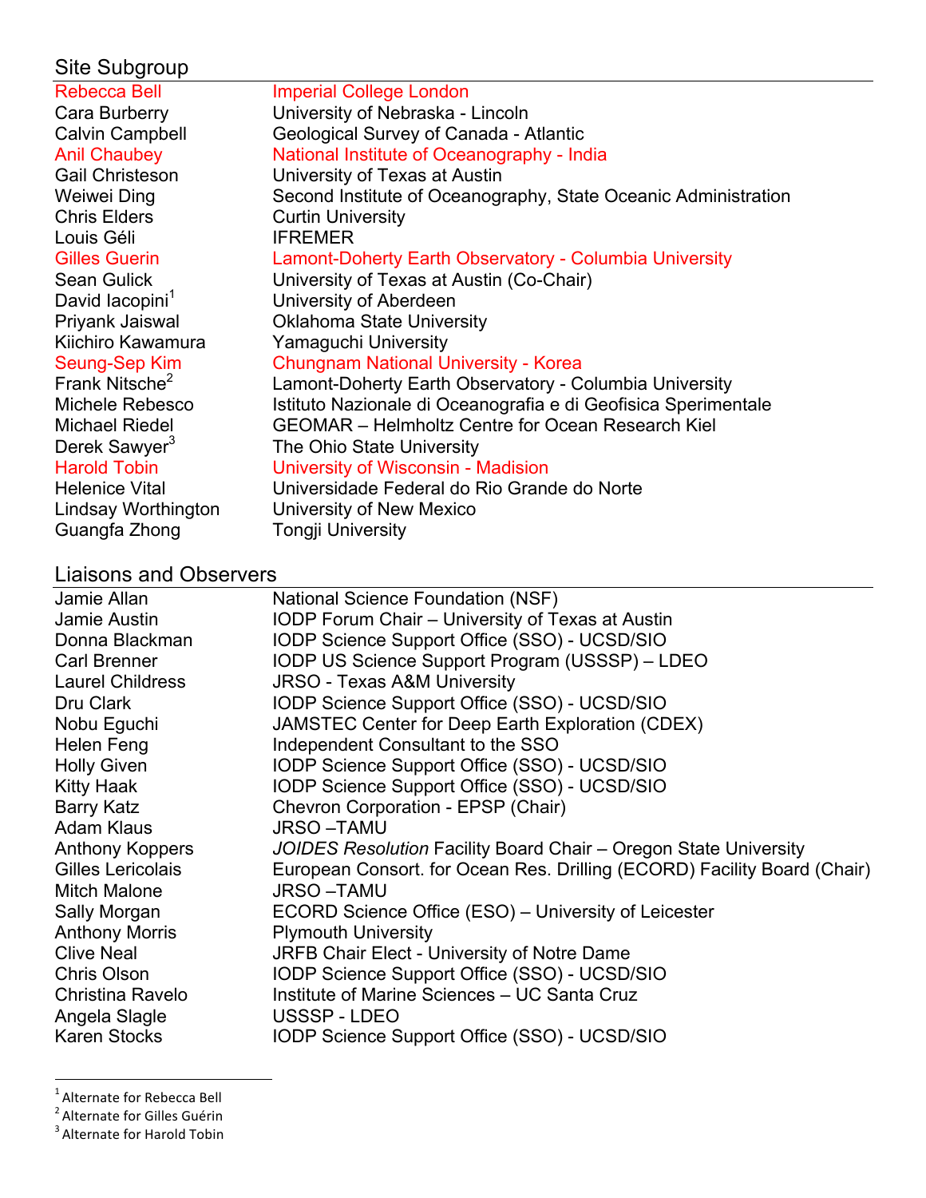## Site Subgroup

| | |
|---|---|
| Rebecca Bell | Imperial College London |
| Cara Burberry | University of Nebraska - Lincoln |
| Calvin Campbell | Geological Survey of Canada - Atlantic |
| Anil Chaubey | National Institute of Oceanography - India |
| Gail Christeson | University of Texas at Austin |
| Weiwei Ding | Second Institute of Oceanography, State Oceanic Administration |
| Chris Elders | Curtin University |
| Louis Géli | IFREMER |
| Gilles Guerin | Lamont-Doherty Earth Observatory - Columbia University |
| Sean Gulick | University of Texas at Austin (Co-Chair) |
| David Iacopini[1] | University of Aberdeen |
| Priyank Jaiswal | Oklahoma State University |
| Kiichiro Kawamura | Yamaguchi University |
| Seung-Sep Kim | Chungnam National University - Korea |
| Frank Nitsche[2] | Lamont-Doherty Earth Observatory - Columbia University |
| Michele Rebesco | Istituto Nazionale di Oceanografia e di Geofisica Sperimentale |
| Michael Riedel | GEOMAR – Helmholtz Centre for Ocean Research Kiel |
| Derek Sawyer[3] | The Ohio State University |
| Harold Tobin | University of Wisconsin - Madision |
| Helenice Vital | Universidade Federal do Rio Grande do Norte |
| Lindsay Worthington | University of New Mexico |
| Guangfa Zhong | Tongji University |

## Liaisons and Observers

| | |
|---|---|
| Jamie Allan | National Science Foundation (NSF) |
| Jamie Austin | IODP Forum Chair – University of Texas at Austin |
| Donna Blackman | IODP Science Support Office (SSO) - UCSD/SIO |
| Carl Brenner | IODP US Science Support Program (USSSP) – LDEO |
| Laurel Childress | JRSO - Texas A&M University |
| Dru Clark | IODP Science Support Office (SSO) - UCSD/SIO |
| Nobu Eguchi | JAMSTEC Center for Deep Earth Exploration (CDEX) |
| Helen Feng | Independent Consultant to the SSO |
| Holly Given | IODP Science Support Office (SSO) - UCSD/SIO |
| Kitty Haak | IODP Science Support Office (SSO) - UCSD/SIO |
| Barry Katz | Chevron Corporation - EPSP (Chair) |
| Adam Klaus | JRSO –TAMU |
| Anthony Koppers | *JOIDES Resolution* Facility Board Chair – Oregon State University |
| Gilles Lericolais | European Consort. for Ocean Res. Drilling (ECORD) Facility Board (Chair) |
| Mitch Malone | JRSO –TAMU |
| Sally Morgan | ECORD Science Office (ESO) – University of Leicester |
| Anthony Morris | Plymouth University |
| Clive Neal | JRFB Chair Elect - University of Notre Dame |
| Chris Olson | IODP Science Support Office (SSO) - UCSD/SIO |
| Christina Ravelo | Institute of Marine Sciences – UC Santa Cruz |
| Angela Slagle | USSSP - LDEO |
| Karen Stocks | IODP Science Support Office (SSO) - UCSD/SIO |

[1] Alternate for Rebecca Bell
[2] Alternate for Gilles Guérin
[3] Alternate for Harold Tobin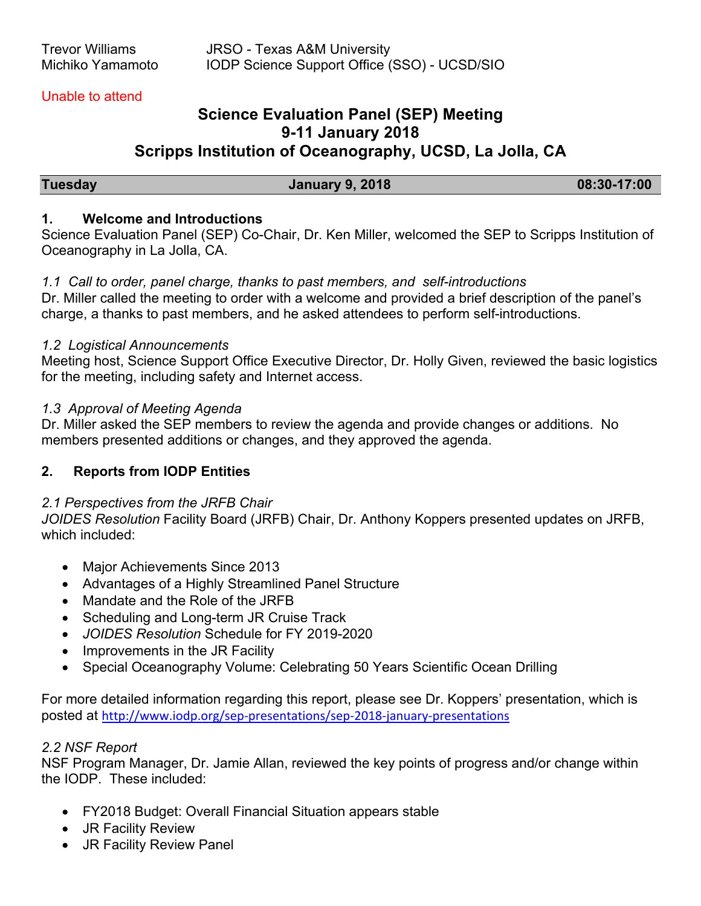Trevor Williams JRSO - Texas A&M University
Michiko Yamamoto IODP Science Support Office (SSO) - UCSD/SIO

Unable to attend

# Science Evaluation Panel (SEP) Meeting
# 9-11 January 2018
# Scripps Institution of Oceanography, UCSD, La Jolla, CA

| **Tuesday** | **January 9, 2018** | **08:30-17:00** |
|---|---|---|

## 1. Welcome and Introductions

Science Evaluation Panel (SEP) Co-Chair, Dr. Ken Miller, welcomed the SEP to Scripps Institution of Oceanography in La Jolla, CA.

*1.1 Call to order, panel charge, thanks to past members, and self-introductions*
Dr. Miller called the meeting to order with a welcome and provided a brief description of the panel's charge, a thanks to past members, and he asked attendees to perform self-introductions.

*1.2 Logistical Announcements*
Meeting host, Science Support Office Executive Director, Dr. Holly Given, reviewed the basic logistics for the meeting, including safety and Internet access.

*1.3 Approval of Meeting Agenda*
Dr. Miller asked the SEP members to review the agenda and provide changes or additions. No members presented additions or changes, and they approved the agenda.

## 2. Reports from IODP Entities

*2.1 Perspectives from the JRFB Chair*
*JOIDES Resolution* Facility Board (JRFB) Chair, Dr. Anthony Koppers presented updates on JRFB, which included:

- Major Achievements Since 2013
- Advantages of a Highly Streamlined Panel Structure
- Mandate and the Role of the JRFB
- Scheduling and Long-term JR Cruise Track
- *JOIDES Resolution* Schedule for FY 2019-2020
- Improvements in the JR Facility
- Special Oceanography Volume: Celebrating 50 Years Scientific Ocean Drilling

For more detailed information regarding this report, please see Dr. Koppers' presentation, which is posted at http://www.iodp.org/sep-presentations/sep-2018-january-presentations

*2.2 NSF Report*
NSF Program Manager, Dr. Jamie Allan, reviewed the key points of progress and/or change within the IODP. These included:

- FY2018 Budget: Overall Financial Situation appears stable
- JR Facility Review
- JR Facility Review Panel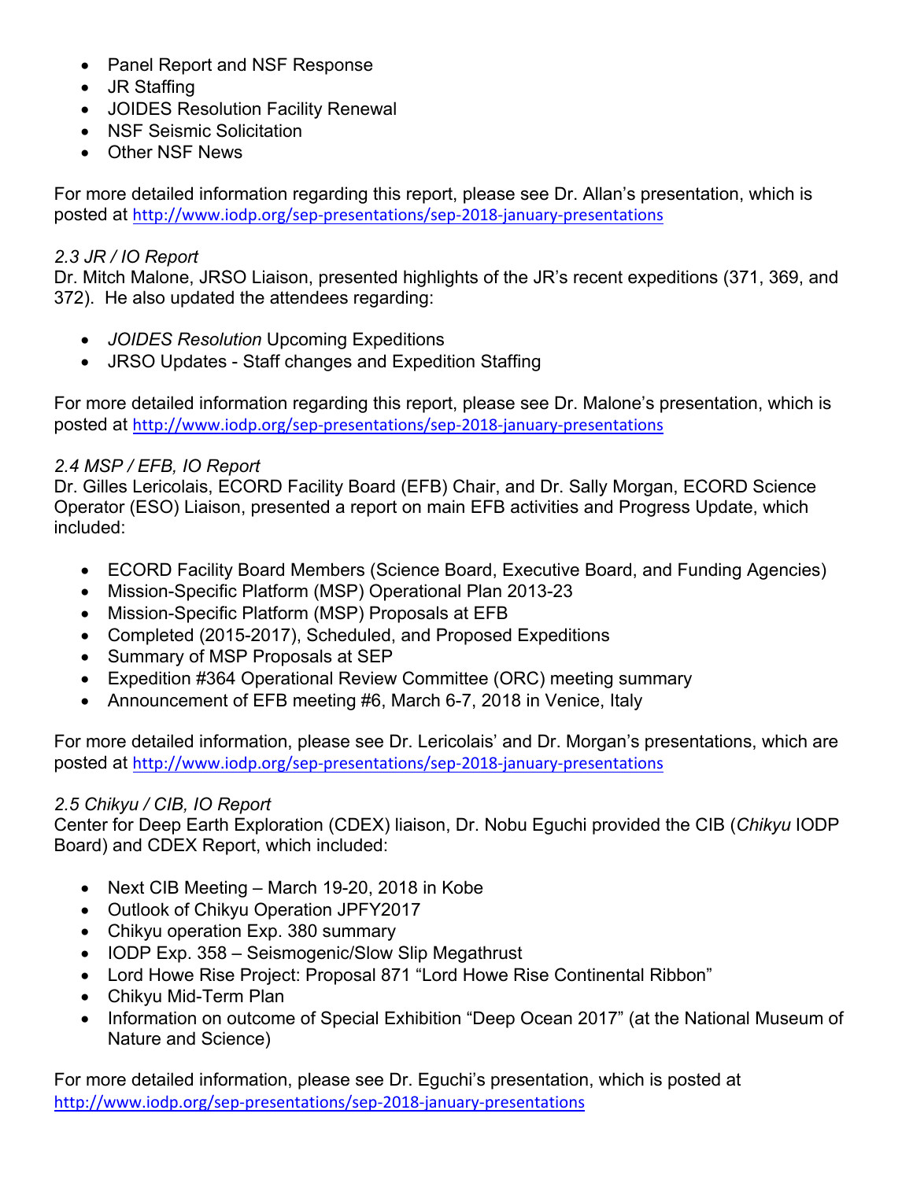- Panel Report and NSF Response
- JR Staffing
- JOIDES Resolution Facility Renewal
- NSF Seismic Solicitation
- Other NSF News

For more detailed information regarding this report, please see Dr. Allan's presentation, which is posted at http://www.iodp.org/sep-presentations/sep-2018-january-presentations

*2.3 JR / IO Report*

Dr. Mitch Malone, JRSO Liaison, presented highlights of the JR's recent expeditions (371, 369, and 372). He also updated the attendees regarding:

- *JOIDES Resolution* Upcoming Expeditions
- JRSO Updates - Staff changes and Expedition Staffing

For more detailed information regarding this report, please see Dr. Malone's presentation, which is posted at http://www.iodp.org/sep-presentations/sep-2018-january-presentations

*2.4 MSP / EFB, IO Report*

Dr. Gilles Lericolais, ECORD Facility Board (EFB) Chair, and Dr. Sally Morgan, ECORD Science Operator (ESO) Liaison, presented a report on main EFB activities and Progress Update, which included:

- ECORD Facility Board Members (Science Board, Executive Board, and Funding Agencies)
- Mission-Specific Platform (MSP) Operational Plan 2013-23
- Mission-Specific Platform (MSP) Proposals at EFB
- Completed (2015-2017), Scheduled, and Proposed Expeditions
- Summary of MSP Proposals at SEP
- Expedition #364 Operational Review Committee (ORC) meeting summary
- Announcement of EFB meeting #6, March 6-7, 2018 in Venice, Italy

For more detailed information, please see Dr. Lericolais' and Dr. Morgan's presentations, which are posted at http://www.iodp.org/sep-presentations/sep-2018-january-presentations

*2.5 Chikyu / CIB, IO Report*

Center for Deep Earth Exploration (CDEX) liaison, Dr. Nobu Eguchi provided the CIB (*Chikyu* IODP Board) and CDEX Report, which included:

- Next CIB Meeting – March 19-20, 2018 in Kobe
- Outlook of Chikyu Operation JPFY2017
- Chikyu operation Exp. 380 summary
- IODP Exp. 358 – Seismogenic/Slow Slip Megathrust
- Lord Howe Rise Project: Proposal 871 "Lord Howe Rise Continental Ribbon"
- Chikyu Mid-Term Plan
- Information on outcome of Special Exhibition "Deep Ocean 2017" (at the National Museum of Nature and Science)

For more detailed information, please see Dr. Eguchi's presentation, which is posted at http://www.iodp.org/sep-presentations/sep-2018-january-presentations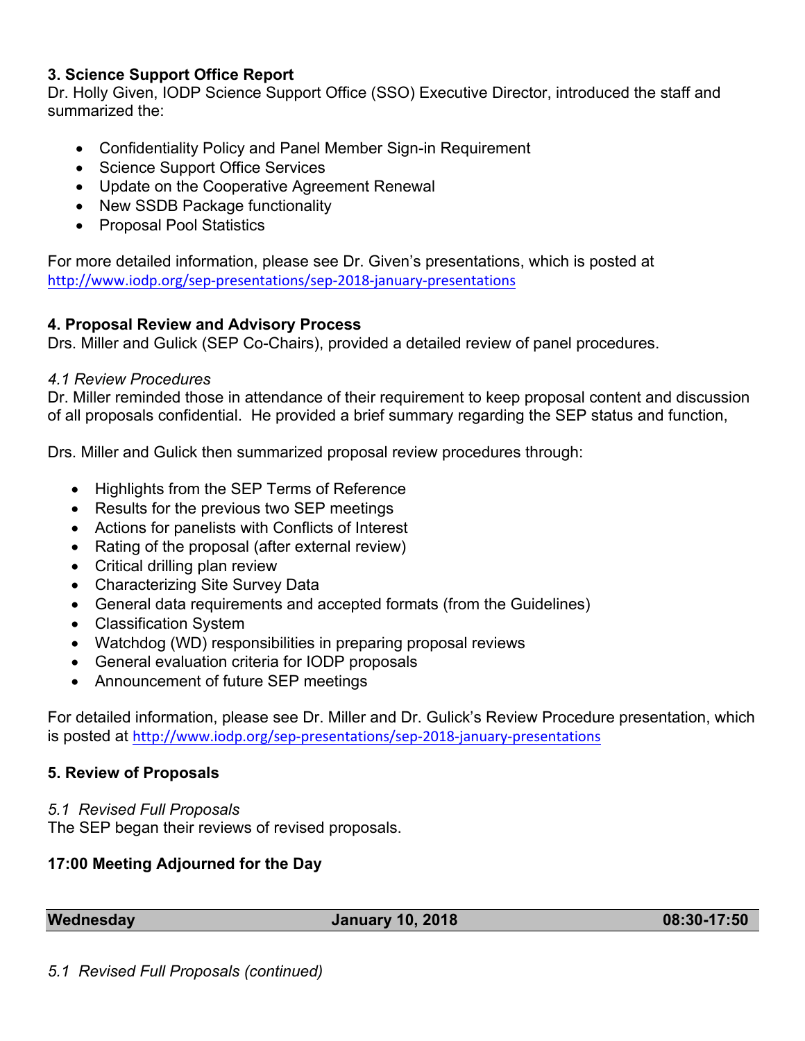**3. Science Support Office Report**
Dr. Holly Given, IODP Science Support Office (SSO) Executive Director, introduced the staff and summarized the:

- Confidentiality Policy and Panel Member Sign-in Requirement
- Science Support Office Services
- Update on the Cooperative Agreement Renewal
- New SSDB Package functionality
- Proposal Pool Statistics

For more detailed information, please see Dr. Given's presentations, which is posted at http://www.iodp.org/sep-presentations/sep-2018-january-presentations

**4. Proposal Review and Advisory Process**
Drs. Miller and Gulick (SEP Co-Chairs), provided a detailed review of panel procedures.

*4.1 Review Procedures*
Dr. Miller reminded those in attendance of their requirement to keep proposal content and discussion of all proposals confidential. He provided a brief summary regarding the SEP status and function,

Drs. Miller and Gulick then summarized proposal review procedures through:

- Highlights from the SEP Terms of Reference
- Results for the previous two SEP meetings
- Actions for panelists with Conflicts of Interest
- Rating of the proposal (after external review)
- Critical drilling plan review
- Characterizing Site Survey Data
- General data requirements and accepted formats (from the Guidelines)
- Classification System
- Watchdog (WD) responsibilities in preparing proposal reviews
- General evaluation criteria for IODP proposals
- Announcement of future SEP meetings

For detailed information, please see Dr. Miller and Dr. Gulick's Review Procedure presentation, which is posted at http://www.iodp.org/sep-presentations/sep-2018-january-presentations

**5. Review of Proposals**

*5.1 Revised Full Proposals*
The SEP began their reviews of revised proposals.

**17:00 Meeting Adjourned for the Day**

| **Wednesday** | **January 10, 2018** | **08:30-17:50** |
|---|---|---|

*5.1 Revised Full Proposals (continued)*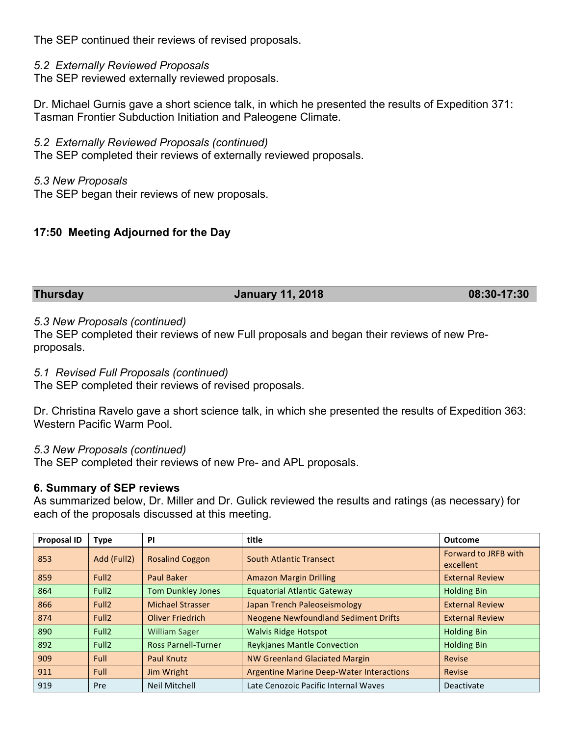The SEP continued their reviews of revised proposals.

*5.2 Externally Reviewed Proposals*
The SEP reviewed externally reviewed proposals.

Dr. Michael Gurnis gave a short science talk, in which he presented the results of Expedition 371: Tasman Frontier Subduction Initiation and Paleogene Climate.

*5.2 Externally Reviewed Proposals (continued)*
The SEP completed their reviews of externally reviewed proposals.

*5.3 New Proposals*
The SEP began their reviews of new proposals.

**17:50 Meeting Adjourned for the Day**

| **Thursday** | **January 11, 2018** | **08:30-17:30** |
|---|---|---|

*5.3 New Proposals (continued)*
The SEP completed their reviews of new Full proposals and began their reviews of new Pre-proposals.

*5.1 Revised Full Proposals (continued)*
The SEP completed their reviews of revised proposals.

Dr. Christina Ravelo gave a short science talk, in which she presented the results of Expedition 363: Western Pacific Warm Pool.

*5.3 New Proposals (continued)*
The SEP completed their reviews of new Pre- and APL proposals.

**6. Summary of SEP reviews**
As summarized below, Dr. Miller and Dr. Gulick reviewed the results and ratings (as necessary) for each of the proposals discussed at this meeting.

| Proposal ID | Type | PI | title | Outcome |
|---|---|---|---|---|
| 853 | Add (Full2) | Rosalind Coggon | South Atlantic Transect | Forward to JRFB with excellent |
| 859 | Full2 | Paul Baker | Amazon Margin Drilling | External Review |
| 864 | Full2 | Tom Dunkley Jones | Equatorial Atlantic Gateway | Holding Bin |
| 866 | Full2 | Michael Strasser | Japan Trench Paleoseismology | External Review |
| 874 | Full2 | Oliver Friedrich | Neogene Newfoundland Sediment Drifts | External Review |
| 890 | Full2 | William Sager | Walvis Ridge Hotspot | Holding Bin |
| 892 | Full2 | Ross Parnell-Turner | Reykjanes Mantle Convection | Holding Bin |
| 909 | Full | Paul Knutz | NW Greenland Glaciated Margin | Revise |
| 911 | Full | Jim Wright | Argentine Marine Deep-Water Interactions | Revise |
| 919 | Pre | Neil Mitchell | Late Cenozoic Pacific Internal Waves | Deactivate |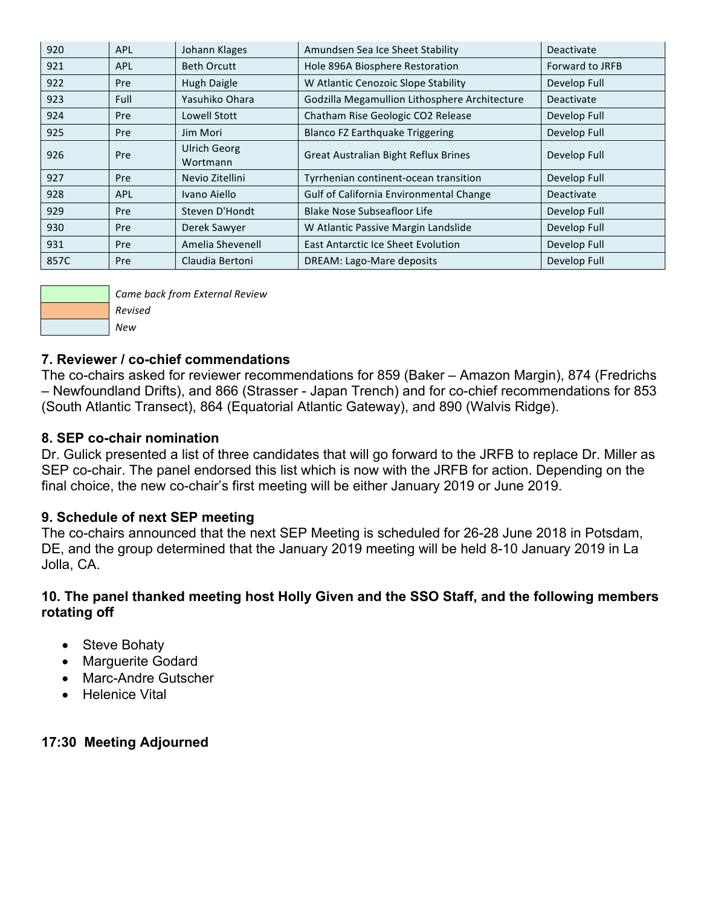| | | | | |
|---|---|---|---|---|
| 920 | APL | Johann Klages | Amundsen Sea Ice Sheet Stability | Deactivate |
| 921 | APL | Beth Orcutt | Hole 896A Biosphere Restoration | Forward to JRFB |
| 922 | Pre | Hugh Daigle | W Atlantic Cenozoic Slope Stability | Develop Full |
| 923 | Full | Yasuhiko Ohara | Godzilla Megamullion Lithosphere Architecture | Deactivate |
| 924 | Pre | Lowell Stott | Chatham Rise Geologic CO2 Release | Develop Full |
| 925 | Pre | Jim Mori | Blanco FZ Earthquake Triggering | Develop Full |
| 926 | Pre | Ulrich Georg Wortmann | Great Australian Bight Reflux Brines | Develop Full |
| 927 | Pre | Nevio Zitellini | Tyrrhenian continent-ocean transition | Develop Full |
| 928 | APL | Ivano Aiello | Gulf of California Environmental Change | Deactivate |
| 929 | Pre | Steven D'Hondt | Blake Nose Subseafloor Life | Develop Full |
| 930 | Pre | Derek Sawyer | W Atlantic Passive Margin Landslide | Develop Full |
| 931 | Pre | Amelia Shevenell | East Antarctic Ice Sheet Evolution | Develop Full |
| 857C | Pre | Claudia Bertoni | DREAM: Lago-Mare deposits | Develop Full |

| | |
|---|---|
| | *Came back from External Review* |
| | *Revised* |
| | *New* |

### 7. Reviewer / co-chief commendations

The co-chairs asked for reviewer recommendations for 859 (Baker – Amazon Margin), 874 (Fredrichs – Newfoundland Drifts), and 866 (Strasser - Japan Trench) and for co-chief recommendations for 853 (South Atlantic Transect), 864 (Equatorial Atlantic Gateway), and 890 (Walvis Ridge).

### 8. SEP co-chair nomination

Dr. Gulick presented a list of three candidates that will go forward to the JRFB to replace Dr. Miller as SEP co-chair. The panel endorsed this list which is now with the JRFB for action. Depending on the final choice, the new co-chair's first meeting will be either January 2019 or June 2019.

### 9. Schedule of next SEP meeting

The co-chairs announced that the next SEP Meeting is scheduled for 26-28 June 2018 in Potsdam, DE, and the group determined that the January 2019 meeting will be held 8-10 January 2019 in La Jolla, CA.

### 10. The panel thanked meeting host Holly Given and the SSO Staff, and the following members rotating off

- Steve Bohaty
- Marguerite Godard
- Marc-Andre Gutscher
- Helenice Vital

**17:30 Meeting Adjourned**